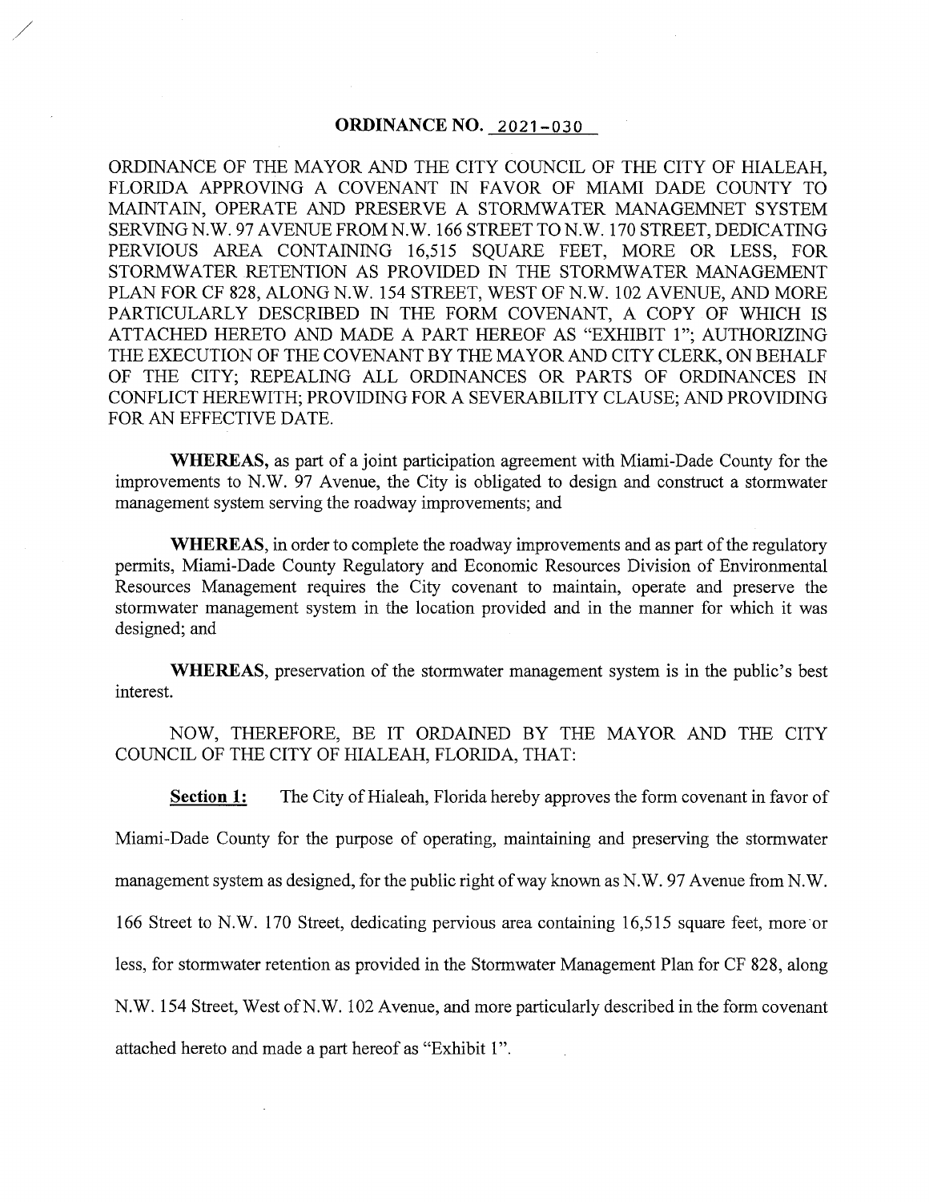# ORDINANCE NO. 2021-030

ORDINANCE OF THE MAYOR AND THE CITY COUNCIL OF THE CITY OF HIALEAH, FLORIDA APPROVING A COVENANT IN FAVOR OF MIAMI DADE COUNTY TO MAINTAIN, OPERATE AND PRESERVE A STORMWATER MANAGEMNET SYSTEM SERVING N.W. 97 AVENUE FROM N.W. 166 STREET TO N.W. 170 STREET, DEDICATING PERVIOUS AREA CONTAINING 16,515 SQUARE FEET, MORE OR LESS, FOR STORMWATER RETENTION AS PROVIDED IN THE STORMWATER MANAGEMENT PLAN FOR CF 828, ALONG N.W. 154 STREET, WEST OF N.W. 102 AVENUE, AND MORE PARTICULARLY DESCRIBED IN THE FORM COVENANT, A COPY OF WHICH IS ATTACHED HERETO AND MADE A PART HEREOF AS "EXHIBIT 1"; AUTHORIZING THE EXECUTION OF THE COVENANT BY THE MAYOR AND CITY CLERK, ON BEHALF OF THE CITY; REPEALING ALL ORDINANCES OR PARTS OF ORDINANCES IN CONFLICT HEREWITH; PROVIDING FOR A SEVERABILITY CLAUSE; AND PROVIDING FOR AN EFFECTIVE DATE.

**WHEREAS,** as part of a joint participation agreement with Miami-Dade County for the improvements to N.W. 97 Avenue, the City is obligated to design and construct a stormwater management system serving the roadway improvements; and

**WHEREAS,** in order to complete the roadway improvements and as part of the regulatory permits, Miami-Dade County Regulatory and Economic Resources Division of Environmental Resources Management requires the City covenant to maintain, operate and preserve the stormwater management system in the location provided and in the manner for which it was designed; and

**WHEREAS,** preservation of the stormwater management system is in the public's best interest.

NOW, THEREFORE, BE IT ORDAINED BY THE MAYOR AND THE CITY COUNCIL OF THE CITY OF HIALEAH, FLORIDA, THAT:

**Section 1:** The City of Hialeah, Florida hereby approves the form covenant in favor of Miami-Dade County for the purpose of operating, maintaining and preserving the stormwater management system as designed, for the public right of way known as N.W. 97 Avenue from N.W. 166 Street to N.W. 170 Street, dedicating pervious area containing 16,515 square feet, more or less, for stormwater retention as provided in the Stormwater Management Plan for CF 828, along N.W. 154 Street, West of N.W. 102 Avenue, and more particularly described in the form covenant attached hereto and made a part hereof as "Exhibit 1".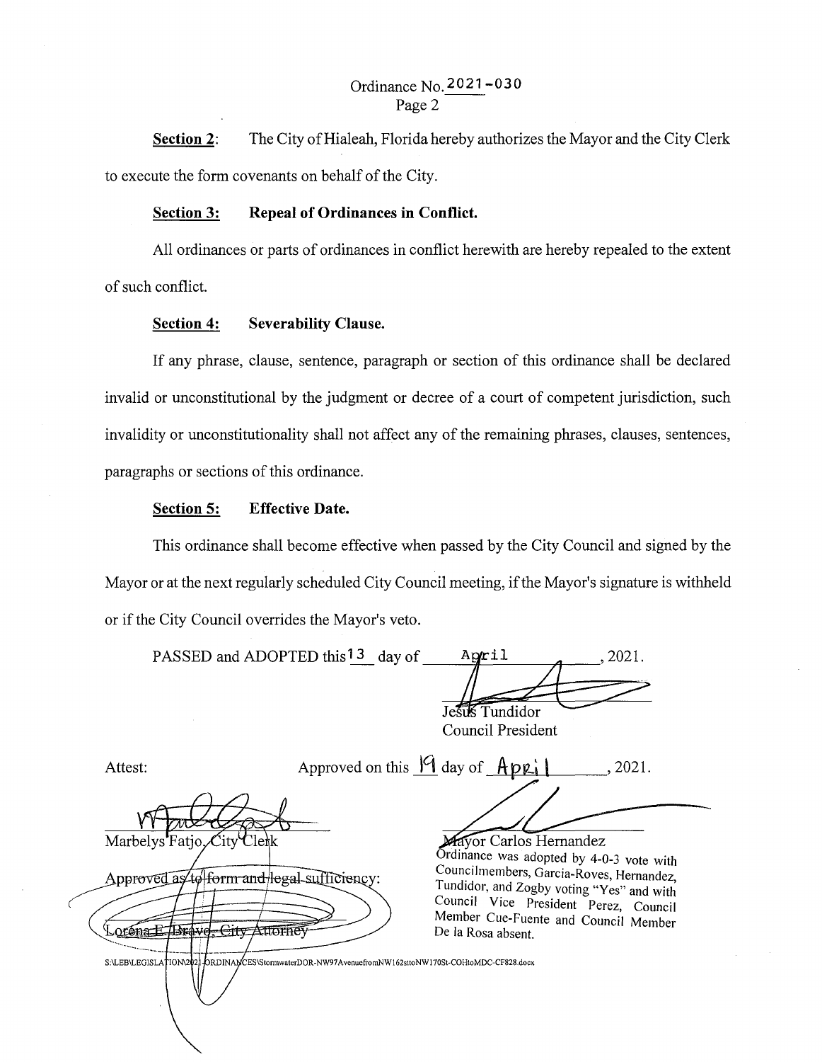Ordinance No. 2021-030

**Section 2**: The City of Hialeah, Florida hereby authorizes the Mayor and the City Clerk to execute the form covenants on behalf of the City.

**Section 3: Repeal of Ordinances in Conflict.**

All ordinances or parts of ordinances in conflict herewith are hereby repealed to the extent of such conflict.

**Section 4: Severability Clause.**

If any phrase, clause, sentence, paragraph or section of this ordinance shall be declared invalid or unconstitutional by the judgment or decree of a court of competent jurisdiction, such invalidity or unconstitutionality shall not affect any of the remaining phrases, clauses, sentences, paragraphs or sections of this ordinance.

**Section 5: Effective Date.**

This ordinance shall become effective when passed by the City Council and signed by the Mayor or at the next regularly scheduled City Council meeting, if the Mayor's signature is withheld or if the City Council overrides the Mayor's veto.

PASSED and ADOPTED this 13 day of April, 2021.

Jesús Tundidor
Council President

Attest:

Approved on this 19 day of April, 2021.

Marbelys Fatjo, City Clerk

Mayor Carlos Hernandez

Approved as to form and legal sufficiency:

Lorena E. Bravo, City Attorney

Ordinance was adopted by 4-0-3 vote with Councilmembers, Garcia-Roves, Hernandez, Tundidor, and Zogby voting "Yes" and with Council Vice President Perez, Council Member Cue-Fuente and Council Member De la Rosa absent.

S:\LEB\LEGISLATION\2021-ORDINANCES\StormwaterDOR-NW97AvenuefromNW162sttoNW170St-COHtoMDC-CF828.docx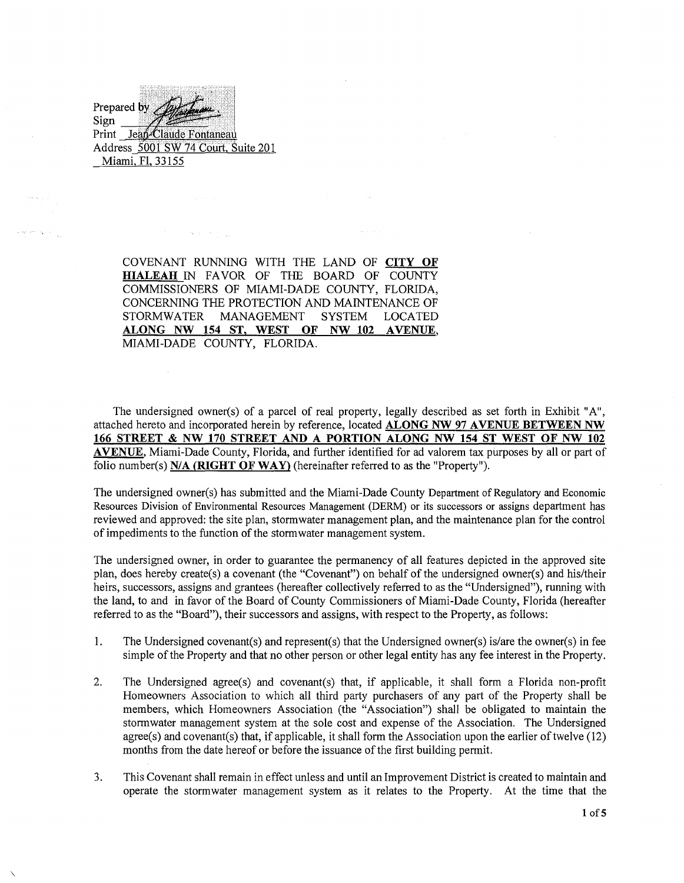Prepared by
Sign
Print Jean-Claude Fontaneau
Address 5001 SW 74 Court, Suite 201
Miami, Fl, 33155

COVENANT RUNNING WITH THE LAND OF **CITY OF HIALEAH** IN FAVOR OF THE BOARD OF COUNTY COMMISSIONERS OF MIAMI-DADE COUNTY, FLORIDA, CONCERNING THE PROTECTION AND MAINTENANCE OF STORMWATER MANAGEMENT SYSTEM LOCATED **ALONG NW 154 ST, WEST OF NW 102 AVENUE**, MIAMI-DADE COUNTY, FLORIDA.

The undersigned owner(s) of a parcel of real property, legally described as set forth in Exhibit "A", attached hereto and incorporated herein by reference, located **ALONG NW 97 AVENUE BETWEEN NW 166 STREET & NW 170 STREET AND A PORTION ALONG NW 154 ST WEST OF NW 102 AVENUE**, Miami-Dade County, Florida, and further identified for ad valorem tax purposes by all or part of folio number(s) **N/A (RIGHT OF WAY)** (hereinafter referred to as the "Property").

The undersigned owner(s) has submitted and the Miami-Dade County Department of Regulatory and Economic Resources Division of Environmental Resources Management (DERM) or its successors or assigns department has reviewed and approved: the site plan, stormwater management plan, and the maintenance plan for the control of impediments to the function of the stormwater management system.

The undersigned owner, in order to guarantee the permanency of all features depicted in the approved site plan, does hereby create(s) a covenant (the "Covenant") on behalf of the undersigned owner(s) and his/their heirs, successors, assigns and grantees (hereafter collectively referred to as the "Undersigned"), running with the land, to and in favor of the Board of County Commissioners of Miami-Dade County, Florida (hereafter referred to as the "Board"), their successors and assigns, with respect to the Property, as follows:

1. The Undersigned covenant(s) and represent(s) that the Undersigned owner(s) is/are the owner(s) in fee simple of the Property and that no other person or other legal entity has any fee interest in the Property.

2. The Undersigned agree(s) and covenant(s) that, if applicable, it shall form a Florida non-profit Homeowners Association to which all third party purchasers of any part of the Property shall be members, which Homeowners Association (the "Association") shall be obligated to maintain the stormwater management system at the sole cost and expense of the Association. The Undersigned agree(s) and covenant(s) that, if applicable, it shall form the Association upon the earlier of twelve (12) months from the date hereof or before the issuance of the first building permit.

3. This Covenant shall remain in effect unless and until an Improvement District is created to maintain and operate the stormwater management system as it relates to the Property. At the time that the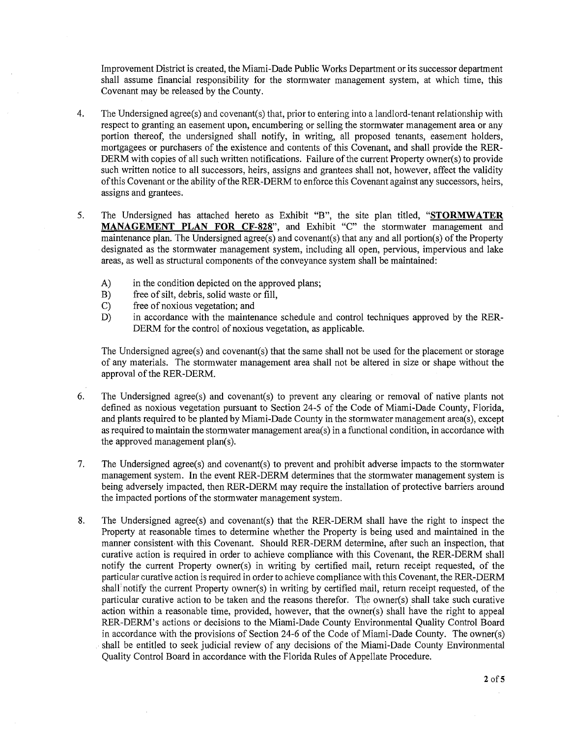Improvement District is created, the Miami-Dade Public Works Department or its successor department shall assume financial responsibility for the stormwater management system, at which time, this Covenant may be released by the County.

4. The Undersigned agree(s) and covenant(s) that, prior to entering into a landlord-tenant relationship with respect to granting an easement upon, encumbering or selling the stormwater management area or any portion thereof, the undersigned shall notify, in writing, all proposed tenants, easement holders, mortgagees or purchasers of the existence and contents of this Covenant, and shall provide the RER-DERM with copies of all such written notifications. Failure of the current Property owner(s) to provide such written notice to all successors, heirs, assigns and grantees shall not, however, affect the validity of this Covenant or the ability of the RER-DERM to enforce this Covenant against any successors, heirs, assigns and grantees.

5. The Undersigned has attached hereto as Exhibit "B", the site plan titled, "**STORMWATER MANAGEMENT PLAN FOR CF-828**", and Exhibit "C" the stormwater management and maintenance plan. The Undersigned agree(s) and covenant(s) that any and all portion(s) of the Property designated as the stormwater management system, including all open, pervious, impervious and lake areas, as well as structural components of the conveyance system shall be maintained:

   A) in the condition depicted on the approved plans;
   B) free of silt, debris, solid waste or fill,
   C) free of noxious vegetation; and
   D) in accordance with the maintenance schedule and control techniques approved by the RER-DERM for the control of noxious vegetation, as applicable.

   The Undersigned agree(s) and covenant(s) that the same shall not be used for the placement or storage of any materials. The stormwater management area shall not be altered in size or shape without the approval of the RER-DERM.

6. The Undersigned agree(s) and covenant(s) to prevent any clearing or removal of native plants not defined as noxious vegetation pursuant to Section 24-5 of the Code of Miami-Dade County, Florida, and plants required to be planted by Miami-Dade County in the stormwater management area(s), except as required to maintain the stormwater management area(s) in a functional condition, in accordance with the approved management plan(s).

7. The Undersigned agree(s) and covenant(s) to prevent and prohibit adverse impacts to the stormwater management system. In the event RER-DERM determines that the stormwater management system is being adversely impacted, then RER-DERM may require the installation of protective barriers around the impacted portions of the stormwater management system.

8. The Undersigned agree(s) and covenant(s) that the RER-DERM shall have the right to inspect the Property at reasonable times to determine whether the Property is being used and maintained in the manner consistent with this Covenant. Should RER-DERM determine, after such an inspection, that curative action is required in order to achieve compliance with this Covenant, the RER-DERM shall notify the current Property owner(s) in writing by certified mail, return receipt requested, of the particular curative action is required in order to achieve compliance with this Covenant, the RER-DERM shall notify the current Property owner(s) in writing by certified mail, return receipt requested, of the particular curative action to be taken and the reasons therefor. The owner(s) shall take such curative action within a reasonable time, provided, however, that the owner(s) shall have the right to appeal RER-DERM's actions or decisions to the Miami-Dade County Environmental Quality Control Board in accordance with the provisions of Section 24-6 of the Code of Miami-Dade County. The owner(s) shall be entitled to seek judicial review of any decisions of the Miami-Dade County Environmental Quality Control Board in accordance with the Florida Rules of Appellate Procedure.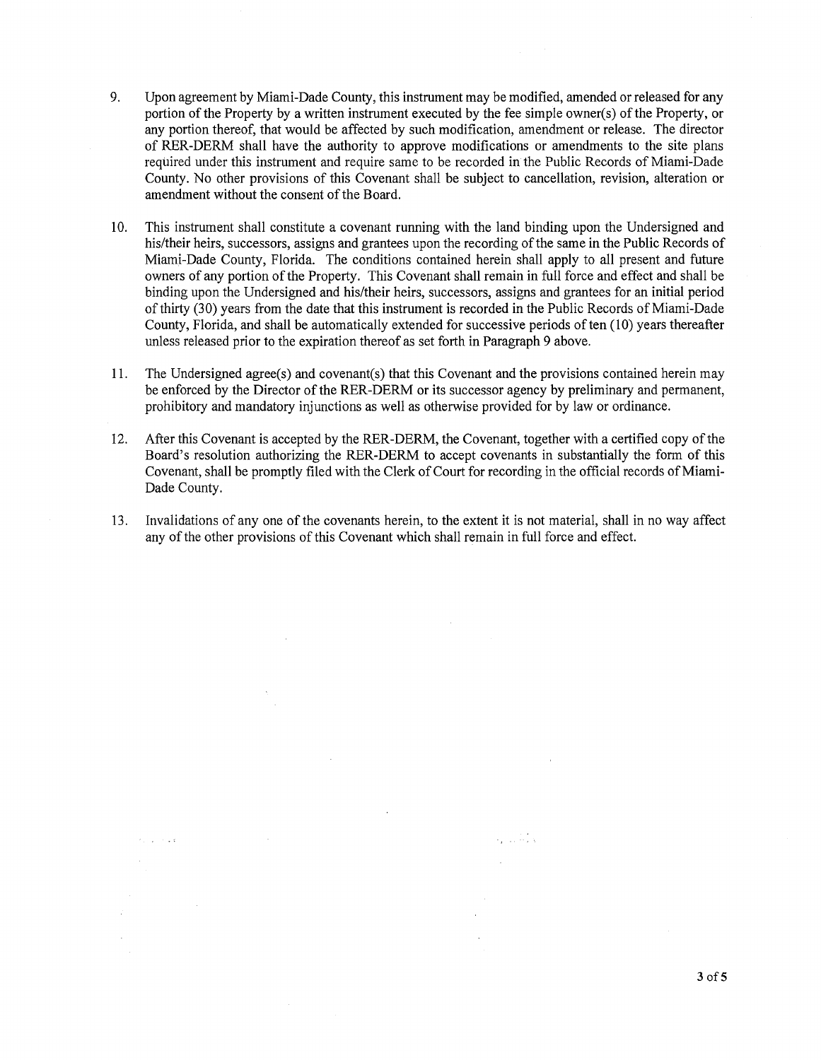9. Upon agreement by Miami-Dade County, this instrument may be modified, amended or released for any portion of the Property by a written instrument executed by the fee simple owner(s) of the Property, or any portion thereof, that would be affected by such modification, amendment or release. The director of RER-DERM shall have the authority to approve modifications or amendments to the site plans required under this instrument and require same to be recorded in the Public Records of Miami-Dade County. No other provisions of this Covenant shall be subject to cancellation, revision, alteration or amendment without the consent of the Board.

10. This instrument shall constitute a covenant running with the land binding upon the Undersigned and his/their heirs, successors, assigns and grantees upon the recording of the same in the Public Records of Miami-Dade County, Florida. The conditions contained herein shall apply to all present and future owners of any portion of the Property. This Covenant shall remain in full force and effect and shall be binding upon the Undersigned and his/their heirs, successors, assigns and grantees for an initial period of thirty (30) years from the date that this instrument is recorded in the Public Records of Miami-Dade County, Florida, and shall be automatically extended for successive periods of ten (10) years thereafter unless released prior to the expiration thereof as set forth in Paragraph 9 above.

11. The Undersigned agree(s) and covenant(s) that this Covenant and the provisions contained herein may be enforced by the Director of the RER-DERM or its successor agency by preliminary and permanent, prohibitory and mandatory injunctions as well as otherwise provided for by law or ordinance.

12. After this Covenant is accepted by the RER-DERM, the Covenant, together with a certified copy of the Board's resolution authorizing the RER-DERM to accept covenants in substantially the form of this Covenant, shall be promptly filed with the Clerk of Court for recording in the official records of Miami-Dade County.

13. Invalidations of any one of the covenants herein, to the extent it is not material, shall in no way affect any of the other provisions of this Covenant which shall remain in full force and effect.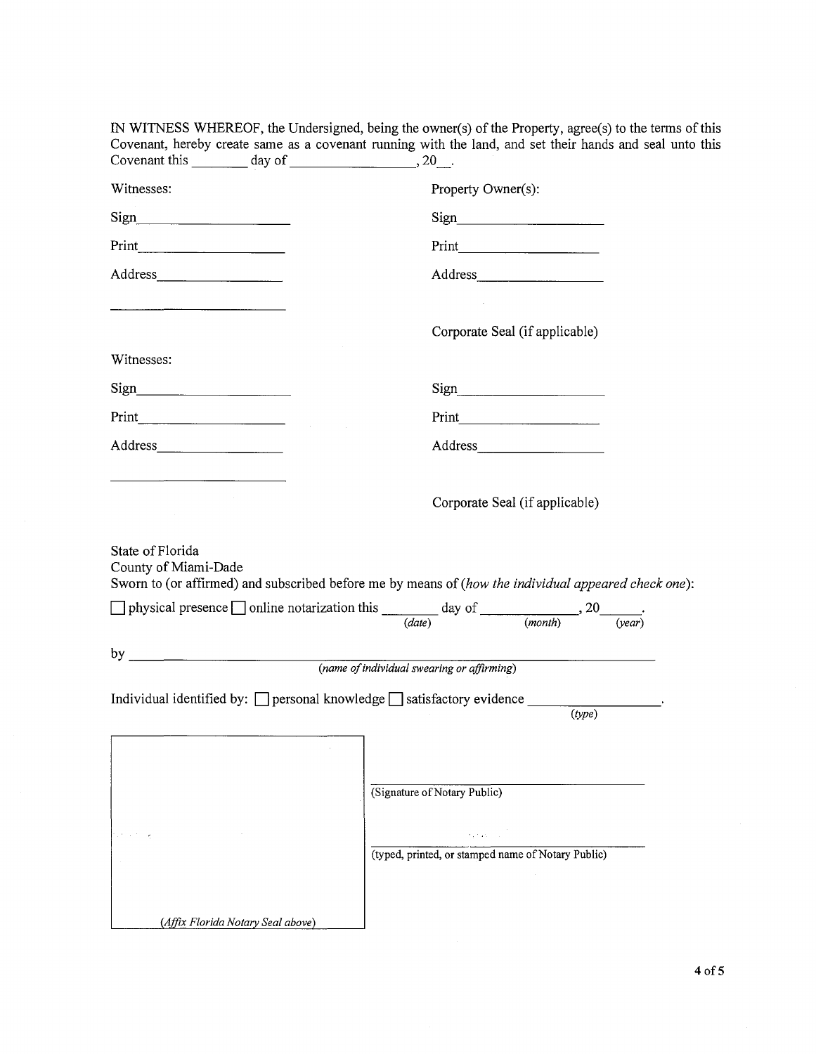IN WITNESS WHEREOF, the Undersigned, being the owner(s) of the Property, agree(s) to the terms of this Covenant, hereby create same as a covenant running with the land, and set their hands and seal unto this Covenant this ________ day of _________________, 20__.

| Witnesses: | Property Owner(s): |
| --- | --- |
| Sign___________________ | Sign___________________ |
| Print___________________ | Print___________________ |
| Address_________________ | Address_________________ |
| ________________________ | |
| | Corporate Seal (if applicable) |

| Witnesses: | |
| --- | --- |
| Sign___________________ | Sign___________________ |
| Print___________________ | Print___________________ |
| Address_________________ | Address_________________ |
| ________________________ | |
| | Corporate Seal (if applicable) |

State of Florida
County of Miami-Dade
Sworn to (or affirmed) and subscribed before me by means of (*how the individual appeared check one*):

☐ physical presence ☐ online notarization this ________ day of _____________, 20______.
(*date*) (*month*) (*year*)

by ______________________________________________________________
(*name of individual swearing or affirming*)

Individual identified by: ☐ personal knowledge ☐ satisfactory evidence __________________.
(*type*)

______________________________________
(Signature of Notary Public)

______________________________________
(typed, printed, or stamped name of Notary Public)

(*Affix Florida Notary Seal above*)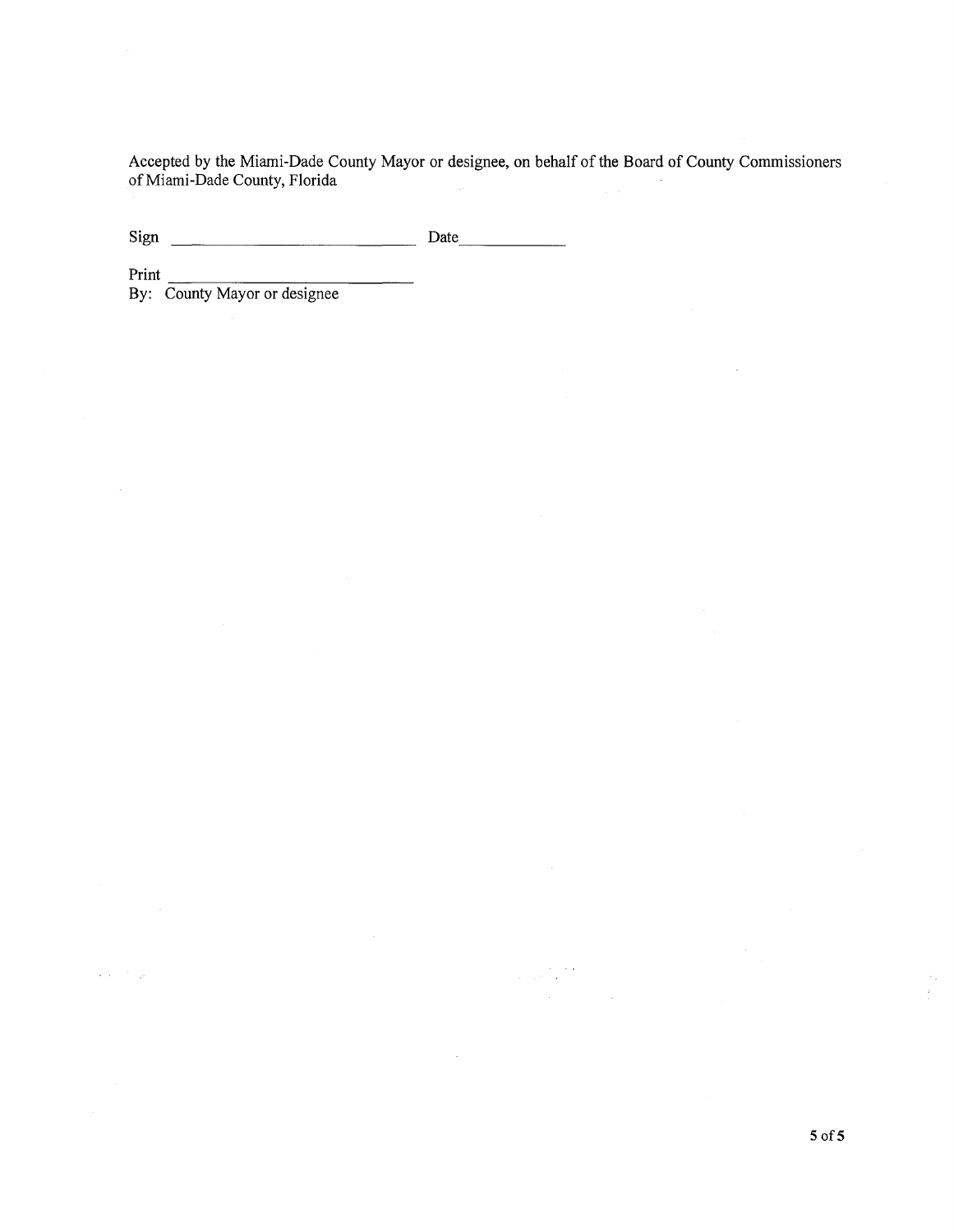Accepted by the Miami-Dade County Mayor or designee, on behalf of the Board of County Commissioners of Miami-Dade County, Florida

Sign ______________________________ Date____________

Print ______________________________
By: County Mayor or designee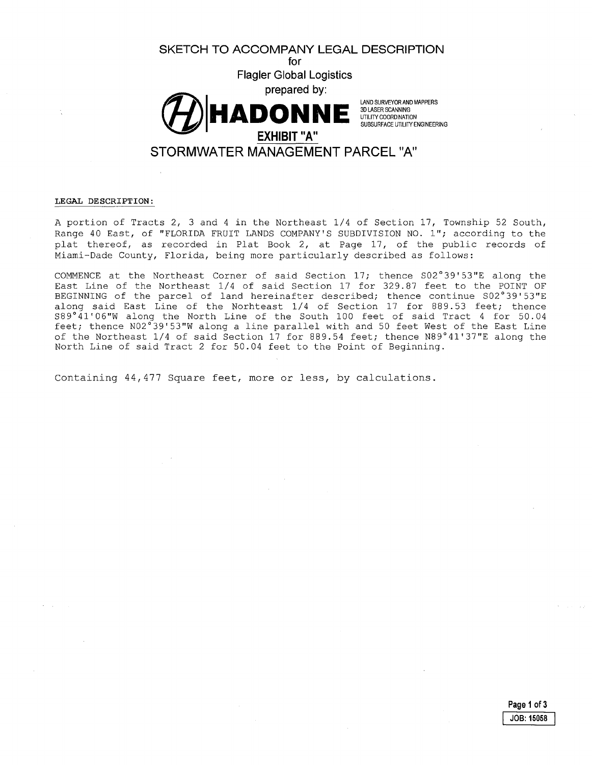# SKETCH TO ACCOMPANY LEGAL DESCRIPTION

for

Flagler Global Logistics

prepared by:

**HADONNE**

LAND SURVEYOR AND MAPPERS
3D LASER SCANNING
UTILITY COORDINATION
SUBSURFACE UTILITY ENGINEERING

**EXHIBIT "A"**

## STORMWATER MANAGEMENT PARCEL "A"

LEGAL DESCRIPTION:

A portion of Tracts 2, 3 and 4 in the Northeast 1/4 of Section 17, Township 52 South, Range 40 East, of "FLORIDA FRUIT LANDS COMPANY'S SUBDIVISION NO. 1"; according to the plat thereof, as recorded in Plat Book 2, at Page 17, of the public records of Miami-Dade County, Florida, being more particularly described as follows:

COMMENCE at the Northeast Corner of said Section 17; thence S02°39'53"E along the East Line of the Northeast 1/4 of said Section 17 for 329.87 feet to the POINT OF BEGINNING of the parcel of land hereinafter described; thence continue S02°39'53"E along said East Line of the Norhteast 1/4 of Section 17 for 889.53 feet; thence S89°41'06"W along the North Line of the South 100 feet of said Tract 4 for 50.04 feet; thence N02°39'53"W along a line parallel with and 50 feet West of the East Line of the Northeast 1/4 of said Section 17 for 889.54 feet; thence N89°41'37"E along the North Line of said Tract 2 for 50.04 feet to the Point of Beginning.

Containing 44,477 Square feet, more or less, by calculations.

JOB: 15058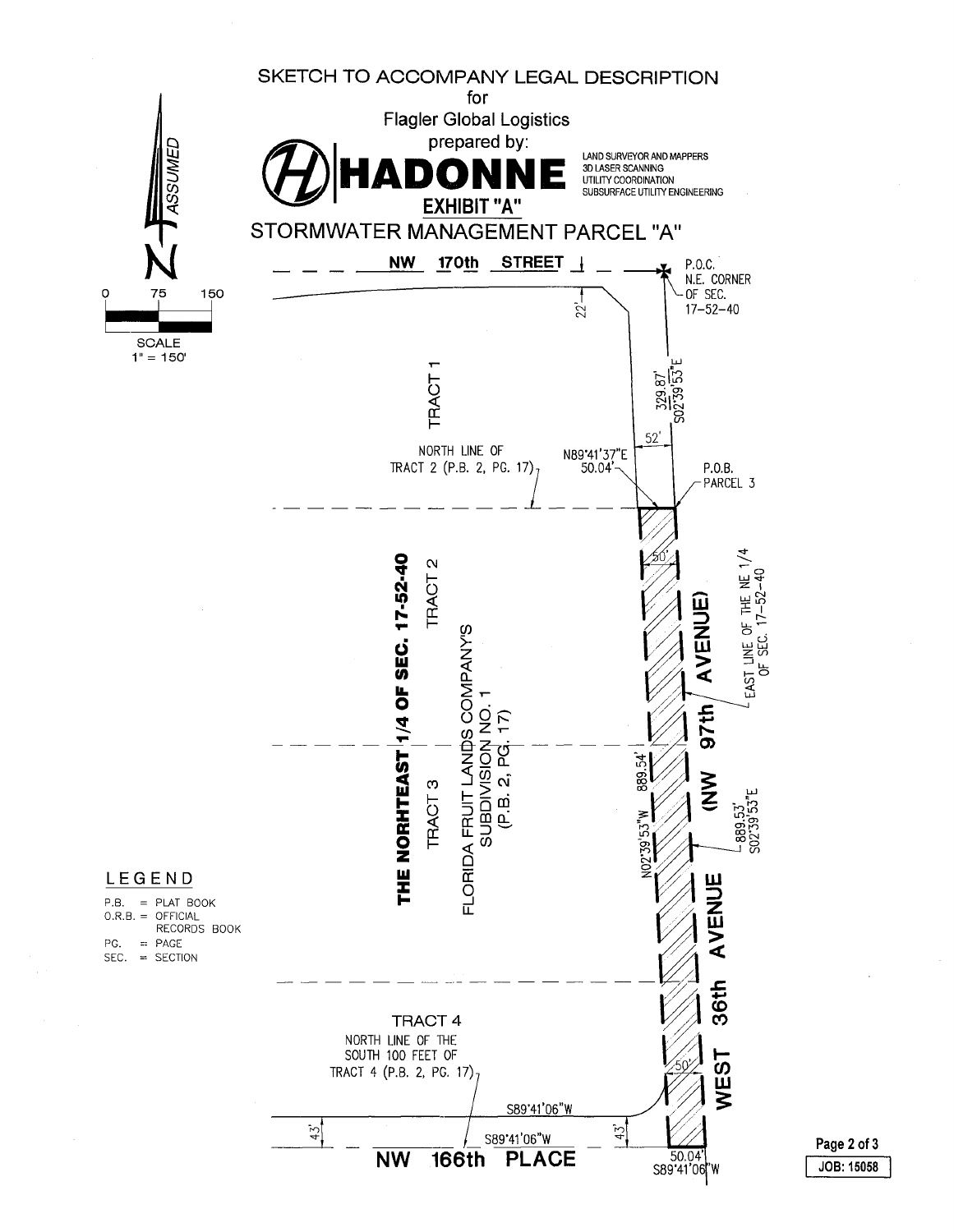# SKETCH TO ACCOMPANY LEGAL DESCRIPTION

for

Flagler Global Logistics

prepared by:

**HADONNE**

LAND SURVEYOR AND MAPPERS
3D LASER SCANNING
UTILITY COORDINATION
SUBSURFACE UTILITY ENGINEERING

**EXHIBIT "A"**

## STORMWATER MANAGEMENT PARCEL "A"

N ASSUMED

SCALE 1" = 150'
0 75 150

NW 170th STREET

P.O.C. N.E. CORNER OF SEC. 17-52-40

22'

329.87' S02°39'53"E

52'

TRACT 1

NORTH LINE OF TRACT 2 (P.B. 2, PG. 17)

N89°41'37"E 50.04'

P.O.B. PARCEL 3

50'

**THE NORHTEAST 1/4 OF SEC. 17-52-40**

TRACT 2

TRACT 3

FLORIDA FRUIT LANDS COMPANY'S SUBDIVISION NO. 1 (P.B. 2, PG. 17)

N02°39'53"W 889.54'

889.53' S02°39'53"E

EAST LINE OF THE NE 1/4 OF SEC. 17-52-40

**(NW 97th AVENUE)**

**WEST 36th AVENUE**

TRACT 4

NORTH LINE OF THE SOUTH 100 FEET OF TRACT 4 (P.B. 2, PG. 17)

50'

S89°41'06"W

S89°41'06"W

43'

43'

50.04' S89°41'06"W

NW 166th PLACE

LEGEND

- P.B. = PLAT BOOK
- O.R.B. = OFFICIAL RECORDS BOOK
- PG. = PAGE
- SEC. = SECTION

JOB: 15058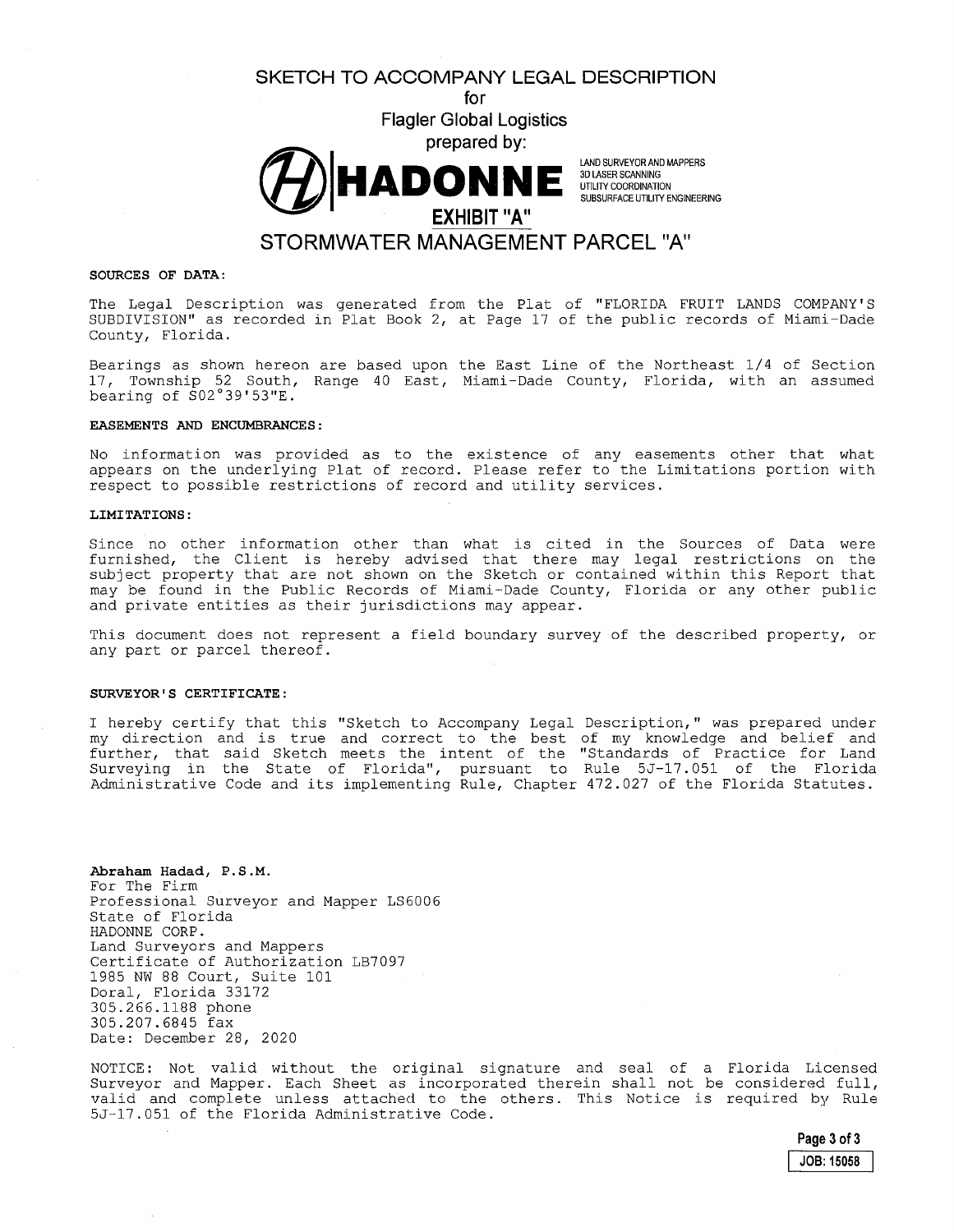# SKETCH TO ACCOMPANY LEGAL DESCRIPTION

for

Flagler Global Logistics

prepared by:

**HADONNE**

LAND SURVEYOR AND MAPPERS
3D LASER SCANNING
UTILITY COORDINATION
SUBSURFACE UTILITY ENGINEERING

**EXHIBIT "A"**

## STORMWATER MANAGEMENT PARCEL "A"

**SOURCES OF DATA:**

The Legal Description was generated from the Plat of "FLORIDA FRUIT LANDS COMPANY'S SUBDIVISION" as recorded in Plat Book 2, at Page 17 of the public records of Miami-Dade County, Florida.

Bearings as shown hereon are based upon the East Line of the Northeast 1/4 of Section 17, Township 52 South, Range 40 East, Miami-Dade County, Florida, with an assumed bearing of S02°39'53"E.

**EASEMENTS AND ENCUMBRANCES:**

No information was provided as to the existence of any easements other that what appears on the underlying Plat of record. Please refer to the Limitations portion with respect to possible restrictions of record and utility services.

**LIMITATIONS:**

Since no other information other than what is cited in the Sources of Data were furnished, the Client is hereby advised that there may legal restrictions on the subject property that are not shown on the Sketch or contained within this Report that may be found in the Public Records of Miami-Dade County, Florida or any other public and private entities as their jurisdictions may appear.

This document does not represent a field boundary survey of the described property, or any part or parcel thereof.

**SURVEYOR'S CERTIFICATE:**

I hereby certify that this "Sketch to Accompany Legal Description," was prepared under my direction and is true and correct to the best of my knowledge and belief and further, that said Sketch meets the intent of the "Standards of Practice for Land Surveying in the State of Florida", pursuant to Rule 5J-17.051 of the Florida Administrative Code and its implementing Rule, Chapter 472.027 of the Florida Statutes.

**Abraham Hadad, P.S.M.**
For The Firm
Professional Surveyor and Mapper LS6006
State of Florida
HADONNE CORP.
Land Surveyors and Mappers
Certificate of Authorization LB7097
1985 NW 88 Court, Suite 101
Doral, Florida 33172
305.266.1188 phone
305.207.6845 fax
Date: December 28, 2020

NOTICE: Not valid without the original signature and seal of a Florida Licensed Surveyor and Mapper. Each Sheet as incorporated therein shall not be considered full, valid and complete unless attached to the others. This Notice is required by Rule 5J-17.051 of the Florida Administrative Code.

JOB: 15058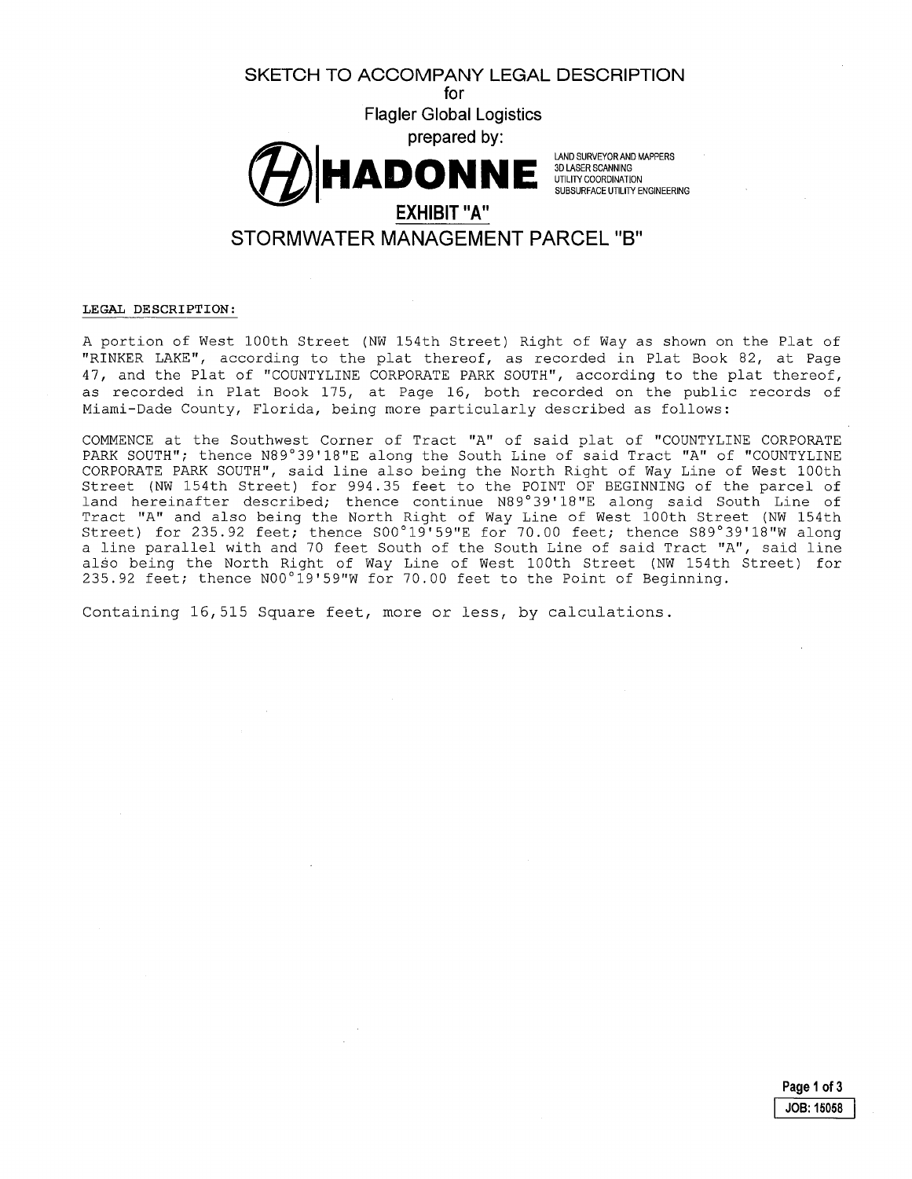# SKETCH TO ACCOMPANY LEGAL DESCRIPTION

for

Flagler Global Logistics

prepared by:

**HADONNE**

LAND SURVEYOR AND MAPPERS
3D LASER SCANNING
UTILITY COORDINATION
SUBSURFACE UTILITY ENGINEERING

## EXHIBIT "A"

## STORMWATER MANAGEMENT PARCEL "B"

LEGAL DESCRIPTION:

A portion of West 100th Street (NW 154th Street) Right of Way as shown on the Plat of "RINKER LAKE", according to the plat thereof, as recorded in Plat Book 82, at Page 47, and the Plat of "COUNTYLINE CORPORATE PARK SOUTH", according to the plat thereof, as recorded in Plat Book 175, at Page 16, both recorded on the public records of Miami-Dade County, Florida, being more particularly described as follows:

COMMENCE at the Southwest Corner of Tract "A" of said plat of "COUNTYLINE CORPORATE PARK SOUTH"; thence N89°39'18"E along the South Line of said Tract "A" of "COUNTYLINE CORPORATE PARK SOUTH", said line also being the North Right of Way Line of West 100th Street (NW 154th Street) for 994.35 feet to the POINT OF BEGINNING of the parcel of land hereinafter described; thence continue N89°39'18"E along said South Line of Tract "A" and also being the North Right of Way Line of West 100th Street (NW 154th Street) for 235.92 feet; thence S00°19'59"E for 70.00 feet; thence S89°39'18"W along a line parallel with and 70 feet South of the South Line of said Tract "A", said line also being the North Right of Way Line of West 100th Street (NW 154th Street) for 235.92 feet; thence N00°19'59"W for 70.00 feet to the Point of Beginning.

Containing 16,515 Square feet, more or less, by calculations.

JOB: 15058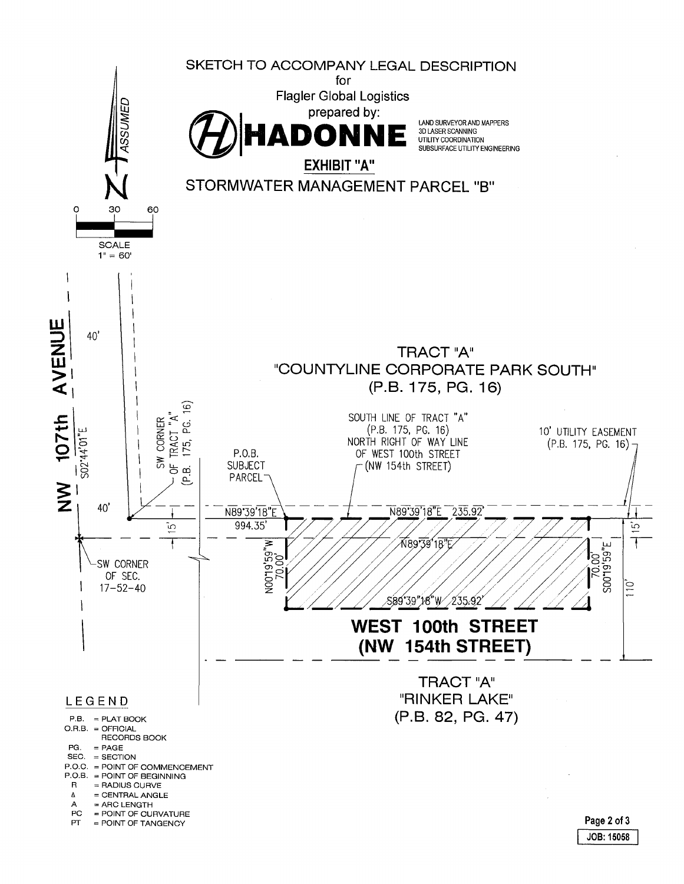# SKETCH TO ACCOMPANY LEGAL DESCRIPTION

for

Flagler Global Logistics

prepared by:

**HADONNE**

LAND SURVEYOR AND MAPPERS
3D LASER SCANNING
UTILITY COORDINATION
SUBSURFACE UTILITY ENGINEERING

**EXHIBIT "A"**

## STORMWATER MANAGEMENT PARCEL "B"

N ASSUMED

0 30 60

SCALE
1" = 60'

NW 107th AVENUE

40'

S02°44'01"E

40'

SW CORNER OF SEC. 17-52-40

SW CORNER OF TRACT "A" (P.B. 175, PG. 16)

15'

TRACT "A"
"COUNTYLINE CORPORATE PARK SOUTH"
(P.B. 175, PG. 16)

SOUTH LINE OF TRACT "A"
(P.B. 175, PG. 16)
NORTH RIGHT OF WAY LINE
OF WEST 100th STREET
(NW 154th STREET)

P.O.B.
SUBJECT
PARCEL

10' UTILITY EASEMENT
(P.B. 175, PG. 16)

N89°39'18"E
994.35'

N89°39'18"E 235.92'

N89°39'18"E

N00°19'59"W
70.00'

70.00'
S00°19'59"E

S89°39'18"W 235.92'

15'

110'

**WEST 100th STREET**
**(NW 154th STREET)**

TRACT "A"
"RINKER LAKE"
(P.B. 82, PG. 47)

LEGEND

- P.B. = PLAT BOOK
- O.R.B. = OFFICIAL RECORDS BOOK
- PG. = PAGE
- SEC. = SECTION
- P.O.C. = POINT OF COMMENCEMENT
- P.O.B. = POINT OF BEGINNING
- R = RADIUS CURVE
- Δ = CENTRAL ANGLE
- A = ARC LENGTH
- PC = POINT OF CURVATURE
- PT = POINT OF TANGENCY

JOB: 15058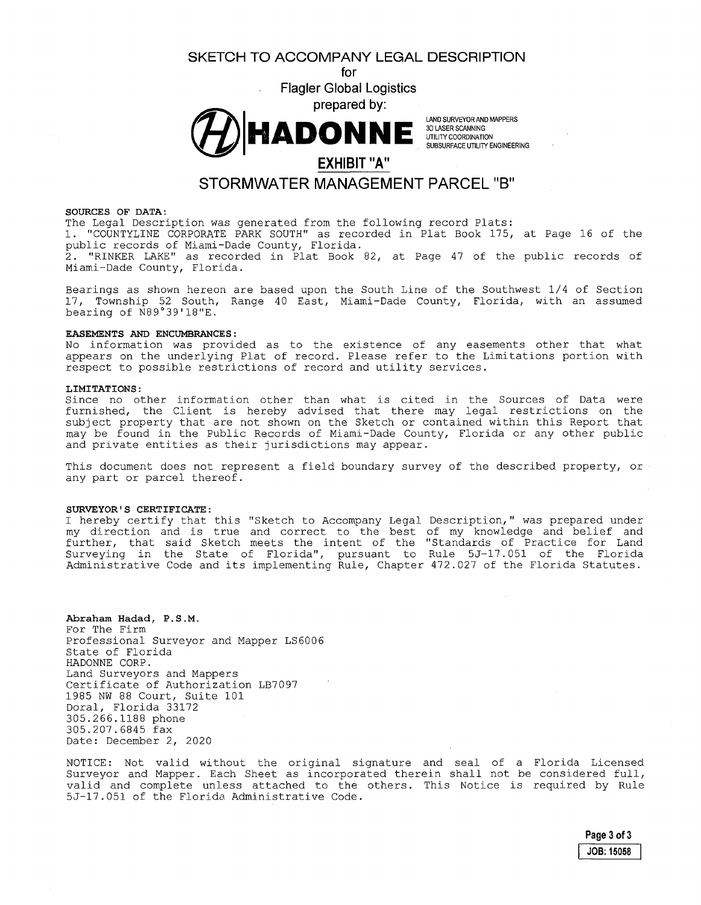# SKETCH TO ACCOMPANY LEGAL DESCRIPTION

for

Flagler Global Logistics

prepared by:

**HADONNE**

LAND SURVEYOR AND MAPPERS
3D LASER SCANNING
UTILITY COORDINATION
SUBSURFACE UTILITY ENGINEERING

## EXHIBIT "A"

## STORMWATER MANAGEMENT PARCEL "B"

**SOURCES OF DATA:**

The Legal Description was generated from the following record Plats:

1. "COUNTYLINE CORPORATE PARK SOUTH" as recorded in Plat Book 175, at Page 16 of the public records of Miami-Dade County, Florida.
2. "RINKER LAKE" as recorded in Plat Book 82, at Page 47 of the public records of Miami-Dade County, Florida.

Bearings as shown hereon are based upon the South Line of the Southwest 1/4 of Section 17, Township 52 South, Range 40 East, Miami-Dade County, Florida, with an assumed bearing of N89°39'18"E.

**EASEMENTS AND ENCUMBRANCES:**

No information was provided as to the existence of any easements other that what appears on the underlying Plat of record. Please refer to the Limitations portion with respect to possible restrictions of record and utility services.

**LIMITATIONS:**

Since no other information other than what is cited in the Sources of Data were furnished, the Client is hereby advised that there may legal restrictions on the subject property that are not shown on the Sketch or contained within this Report that may be found in the Public Records of Miami-Dade County, Florida or any other public and private entities as their jurisdictions may appear.

This document does not represent a field boundary survey of the described property, or any part or parcel thereof.

**SURVEYOR'S CERTIFICATE:**

I hereby certify that this "Sketch to Accompany Legal Description," was prepared under my direction and is true and correct to the best of my knowledge and belief and further, that said Sketch meets the intent of the "Standards of Practice for Land Surveying in the State of Florida", pursuant to Rule 5J-17.051 of the Florida Administrative Code and its implementing Rule, Chapter 472.027 of the Florida Statutes.

**Abraham Hadad, P.S.M.**
For The Firm
Professional Surveyor and Mapper LS6006
State of Florida
HADONNE CORP.
Land Surveyors and Mappers
Certificate of Authorization LB7097
1985 NW 88 Court, Suite 101
Doral, Florida 33172
305.266.1188 phone
305.207.6845 fax
Date: December 2, 2020

NOTICE: Not valid without the original signature and seal of a Florida Licensed Surveyor and Mapper. Each Sheet as incorporated therein shall not be considered full, valid and complete unless attached to the others. This Notice is required by Rule 5J-17.051 of the Florida Administrative Code.

JOB: 15058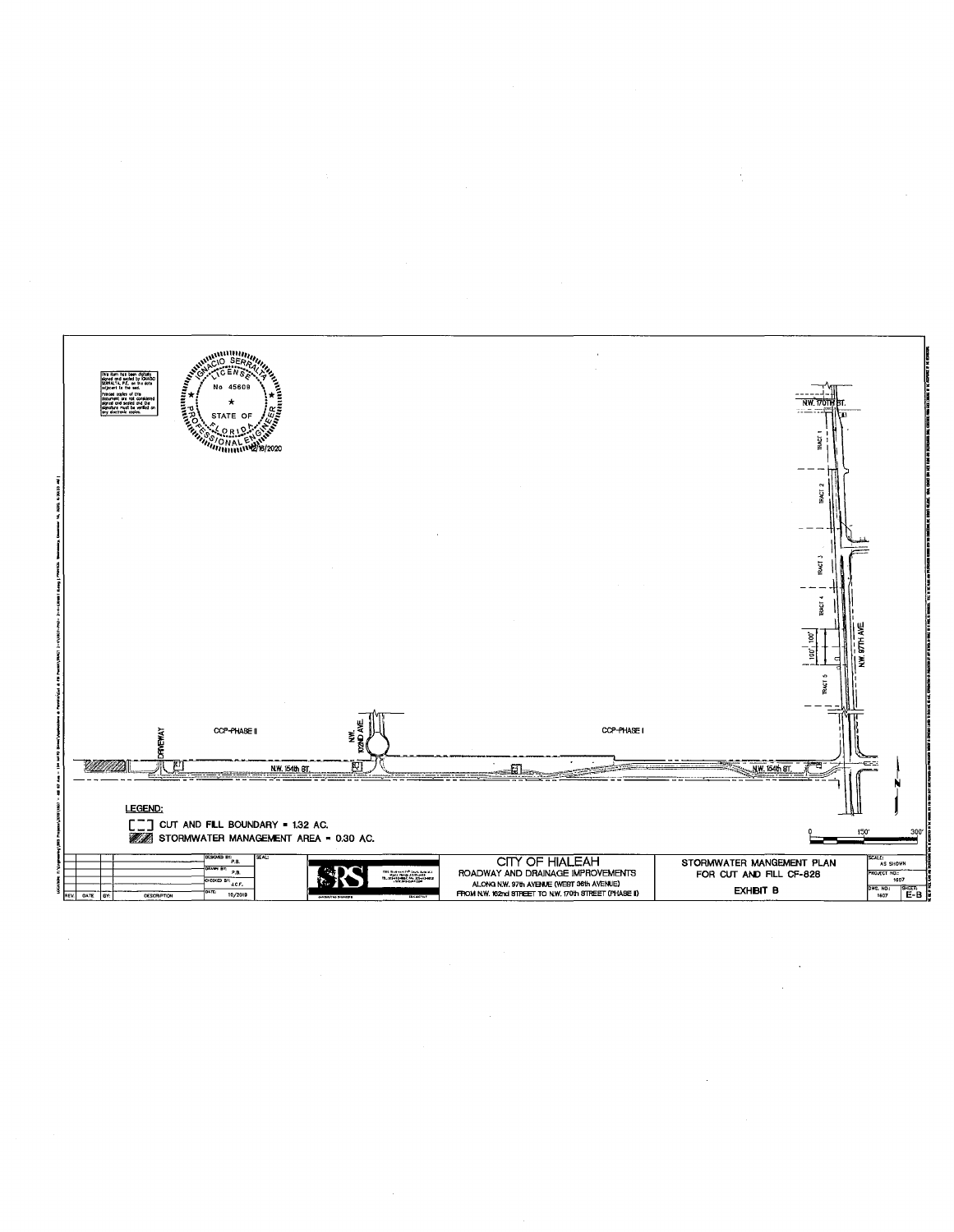This item has been digitally signed and sealed by IGNACIO SERRALTA, P.E. on the date adjacent to the seal.
Printed copies of this document are not considered signed and sealed and the signature must be verified on any electronic copies.

IGNACIO SERRALTA
LICENSE
No 45609
STATE OF
FLORIDA
PROFESSIONAL ENGINEER
12/16/2020

N.W. 170TH ST.

TRACT 1

TRACT 2

TRACT 3

TRACT 4

100'

100'

TRACT 5

N.W. 97TH AVE.

DRIVEWAY

CCP-PHASE II

N.W. 102ND AVE.

CCP-PHASE I

N.W. 154th ST.

N.W. 154th ST.

N

0 150' 300'

**LEGEND:**

CUT AND FILL BOUNDARY = 1.32 AC.

STORMWATER MANAGEMENT AREA = 0.30 AC.

| REV. | DATE | BY: | DESCRIPTION | DESIGNED BY: P.B. | SEAL: |
|---|---|---|---|---|---|
| | | | | DRAWN BY: P.B. | |
| | | | | CHECKED BY: J.C.F. | |
| | | | | DATE: 10/2019 | |

SRS

CITY OF HIALEAH
ROADWAY AND DRAINAGE IMPROVEMENTS
ALONG N.W. 97th AVENUE (WEST 36th AVENUE)
FROM N.W. 162nd STREET TO N.W. 170th STREET (PHASE II)

STORMWATER MANGEMENT PLAN
FOR CUT AND FILL CF-828
EXHIBIT B

SCALE: AS SHOWN
PROJECT NO.: 1607
DWG. NO.: 1607
SHEET: E-B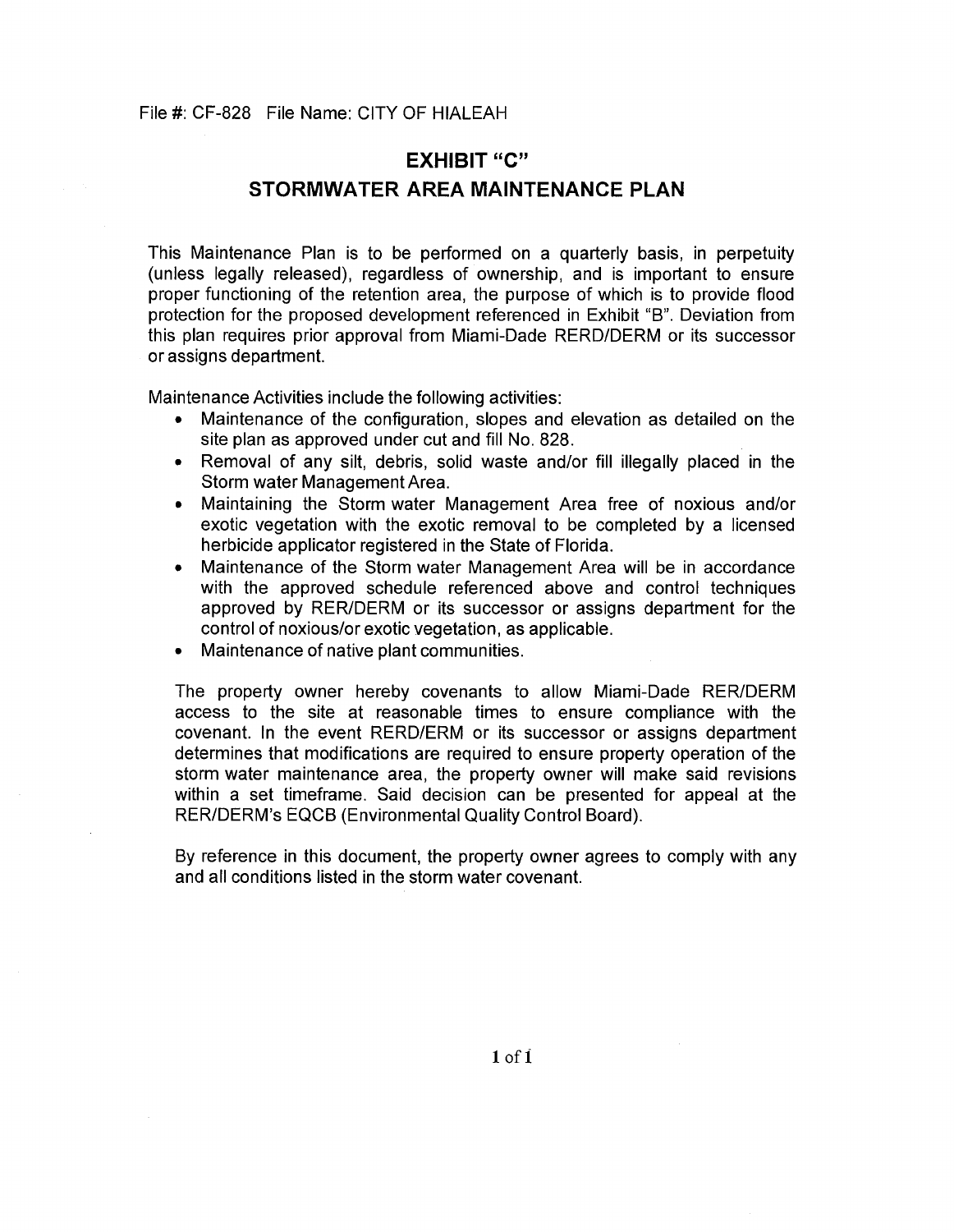File #: CF-828 File Name: CITY OF HIALEAH

# EXHIBIT "C"

## STORMWATER AREA MAINTENANCE PLAN

This Maintenance Plan is to be performed on a quarterly basis, in perpetuity (unless legally released), regardless of ownership, and is important to ensure proper functioning of the retention area, the purpose of which is to provide flood protection for the proposed development referenced in Exhibit "B". Deviation from this plan requires prior approval from Miami-Dade RERD/DERM or its successor or assigns department.

Maintenance Activities include the following activities:

- Maintenance of the configuration, slopes and elevation as detailed on the site plan as approved under cut and fill No. 828.
- Removal of any silt, debris, solid waste and/or fill illegally placed in the Storm water Management Area.
- Maintaining the Storm water Management Area free of noxious and/or exotic vegetation with the exotic removal to be completed by a licensed herbicide applicator registered in the State of Florida.
- Maintenance of the Storm water Management Area will be in accordance with the approved schedule referenced above and control techniques approved by RER/DERM or its successor or assigns department for the control of noxious/or exotic vegetation, as applicable.
- Maintenance of native plant communities.

The property owner hereby covenants to allow Miami-Dade RER/DERM access to the site at reasonable times to ensure compliance with the covenant. In the event RERD/ERM or its successor or assigns department determines that modifications are required to ensure property operation of the storm water maintenance area, the property owner will make said revisions within a set timeframe. Said decision can be presented for appeal at the RER/DERM's EQCB (Environmental Quality Control Board).

By reference in this document, the property owner agrees to comply with any and all conditions listed in the storm water covenant.